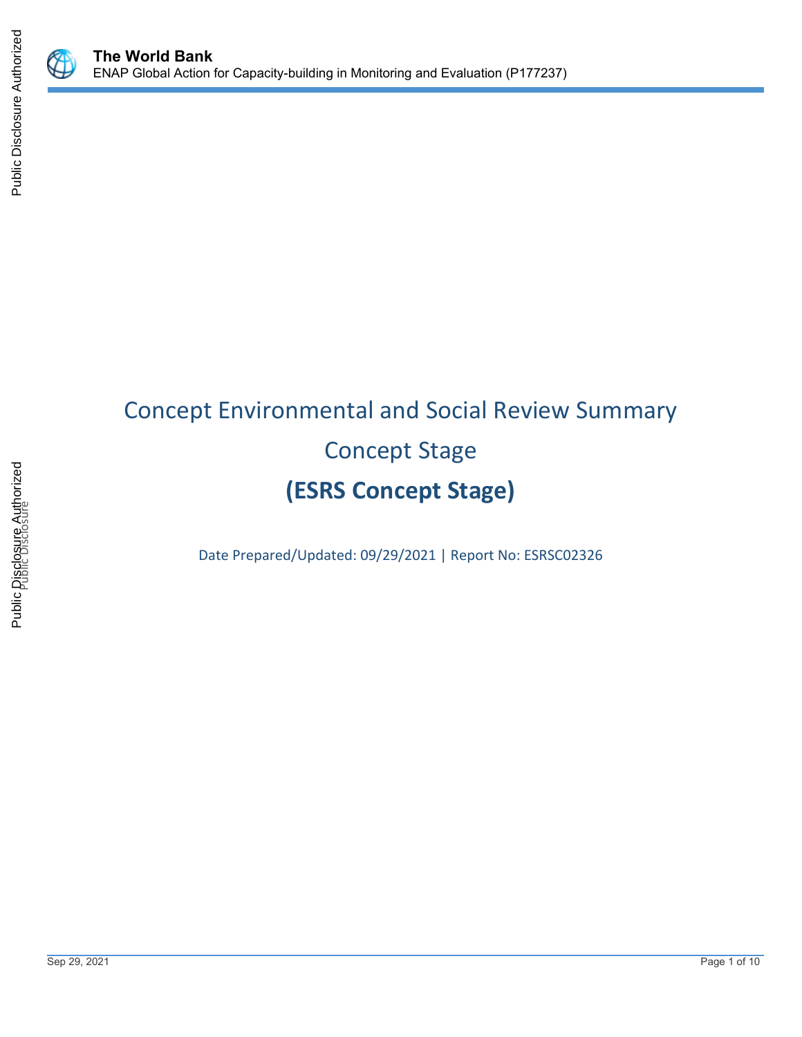# Concept Environmental and Social Review Summary

## Concept Stage

## (ESRS Concept Stage)

Date Prepared/Updated: 09/29/2021 | Report No: ESRSC02326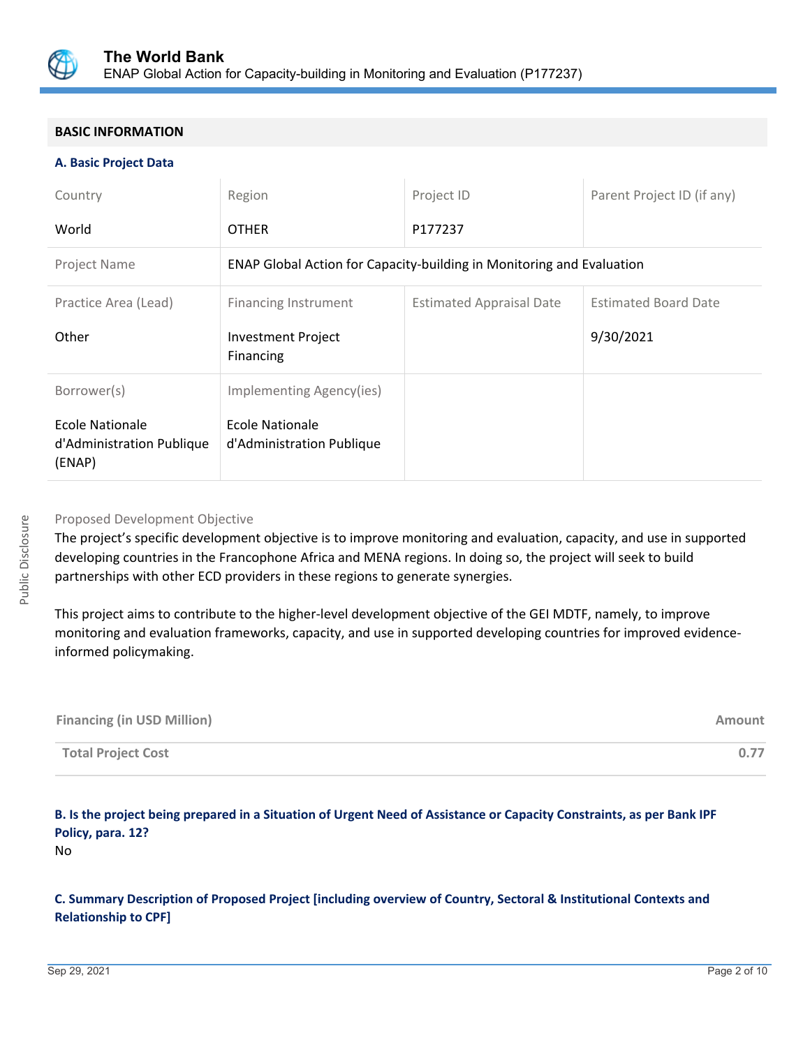## BASIC INFORMATION

### A. Basic Project Data

| Country | Region | Project ID | Parent Project ID (if any) |
|---|---|---|---|
| World | OTHER | P177237 | |
| Project Name | ENAP Global Action for Capacity-building in Monitoring and Evaluation | | |
| Practice Area (Lead) | Financing Instrument | Estimated Appraisal Date | Estimated Board Date |
| Other | Investment Project Financing | | 9/30/2021 |
| Borrower(s) | Implementing Agency(ies) | | |
| Ecole Nationale d'Administration Publique (ENAP) | Ecole Nationale d'Administration Publique | | |

Proposed Development Objective

The project's specific development objective is to improve monitoring and evaluation, capacity, and use in supported developing countries in the Francophone Africa and MENA regions. In doing so, the project will seek to build partnerships with other ECD providers in these regions to generate synergies.

This project aims to contribute to the higher-level development objective of the GEI MDTF, namely, to improve monitoring and evaluation frameworks, capacity, and use in supported developing countries for improved evidence-informed policymaking.

| Financing (in USD Million) | Amount |
|---|---|
| Total Project Cost | 0.77 |

### B. Is the project being prepared in a Situation of Urgent Need of Assistance or Capacity Constraints, as per Bank IPF Policy, para. 12?

No

### C. Summary Description of Proposed Project [including overview of Country, Sectoral & Institutional Contexts and Relationship to CPF]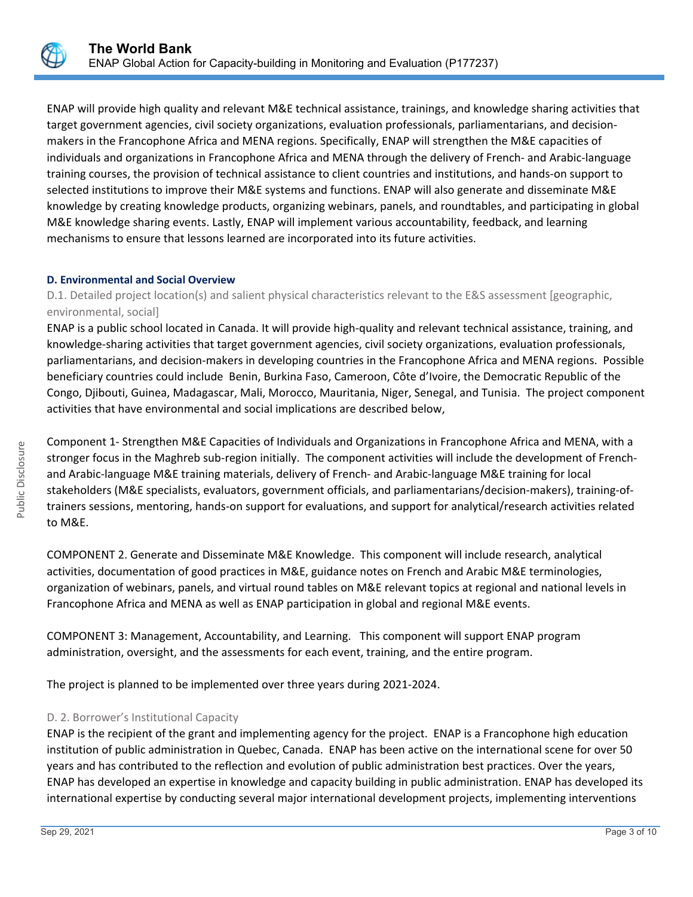ENAP will provide high quality and relevant M&E technical assistance, trainings, and knowledge sharing activities that target government agencies, civil society organizations, evaluation professionals, parliamentarians, and decision-makers in the Francophone Africa and MENA regions. Specifically, ENAP will strengthen the M&E capacities of individuals and organizations in Francophone Africa and MENA through the delivery of French- and Arabic-language training courses, the provision of technical assistance to client countries and institutions, and hands-on support to selected institutions to improve their M&E systems and functions. ENAP will also generate and disseminate M&E knowledge by creating knowledge products, organizing webinars, panels, and roundtables, and participating in global M&E knowledge sharing events. Lastly, ENAP will implement various accountability, feedback, and learning mechanisms to ensure that lessons learned are incorporated into its future activities.

### D. Environmental and Social Overview

D.1. Detailed project location(s) and salient physical characteristics relevant to the E&S assessment [geographic, environmental, social]

ENAP is a public school located in Canada. It will provide high-quality and relevant technical assistance, training, and knowledge-sharing activities that target government agencies, civil society organizations, evaluation professionals, parliamentarians, and decision-makers in developing countries in the Francophone Africa and MENA regions. Possible beneficiary countries could include Benin, Burkina Faso, Cameroon, Côte d'Ivoire, the Democratic Republic of the Congo, Djibouti, Guinea, Madagascar, Mali, Morocco, Mauritania, Niger, Senegal, and Tunisia. The project component activities that have environmental and social implications are described below,

Component 1- Strengthen M&E Capacities of Individuals and Organizations in Francophone Africa and MENA, with a stronger focus in the Maghreb sub-region initially. The component activities will include the development of French- and Arabic-language M&E training materials, delivery of French- and Arabic-language M&E training for local stakeholders (M&E specialists, evaluators, government officials, and parliamentarians/decision-makers), training-of-trainers sessions, mentoring, hands-on support for evaluations, and support for analytical/research activities related to M&E.

COMPONENT 2. Generate and Disseminate M&E Knowledge. This component will include research, analytical activities, documentation of good practices in M&E, guidance notes on French and Arabic M&E terminologies, organization of webinars, panels, and virtual round tables on M&E relevant topics at regional and national levels in Francophone Africa and MENA as well as ENAP participation in global and regional M&E events.

COMPONENT 3: Management, Accountability, and Learning. This component will support ENAP program administration, oversight, and the assessments for each event, training, and the entire program.

The project is planned to be implemented over three years during 2021-2024.

D. 2. Borrower's Institutional Capacity

ENAP is the recipient of the grant and implementing agency for the project. ENAP is a Francophone high education institution of public administration in Quebec, Canada. ENAP has been active on the international scene for over 50 years and has contributed to the reflection and evolution of public administration best practices. Over the years, ENAP has developed an expertise in knowledge and capacity building in public administration. ENAP has developed its international expertise by conducting several major international development projects, implementing interventions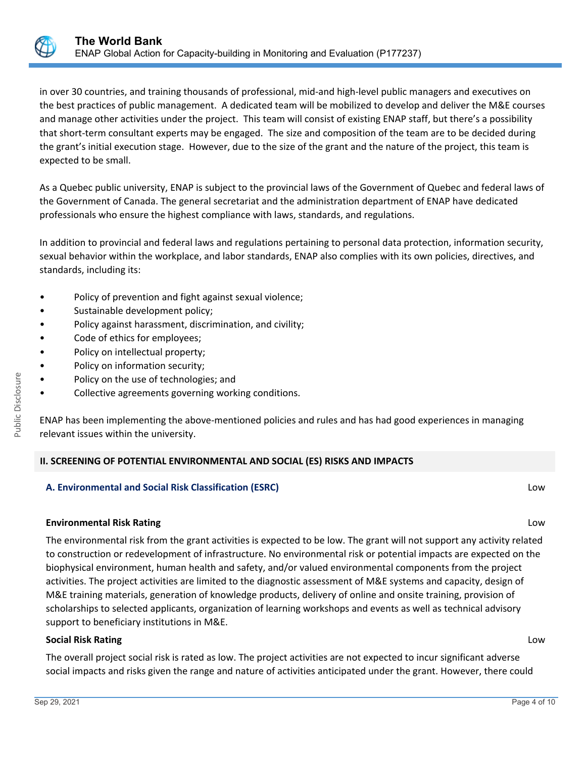in over 30 countries, and training thousands of professional, mid-and high-level public managers and executives on the best practices of public management. A dedicated team will be mobilized to develop and deliver the M&E courses and manage other activities under the project. This team will consist of existing ENAP staff, but there's a possibility that short-term consultant experts may be engaged. The size and composition of the team are to be decided during the grant's initial execution stage. However, due to the size of the grant and the nature of the project, this team is expected to be small.

As a Quebec public university, ENAP is subject to the provincial laws of the Government of Quebec and federal laws of the Government of Canada. The general secretariat and the administration department of ENAP have dedicated professionals who ensure the highest compliance with laws, standards, and regulations.

In addition to provincial and federal laws and regulations pertaining to personal data protection, information security, sexual behavior within the workplace, and labor standards, ENAP also complies with its own policies, directives, and standards, including its:

- Policy of prevention and fight against sexual violence;
- Sustainable development policy;
- Policy against harassment, discrimination, and civility;
- Code of ethics for employees;
- Policy on intellectual property;
- Policy on information security;
- Policy on the use of technologies; and
- Collective agreements governing working conditions.

ENAP has been implementing the above-mentioned policies and rules and has had good experiences in managing relevant issues within the university.

## II. SCREENING OF POTENTIAL ENVIRONMENTAL AND SOCIAL (ES) RISKS AND IMPACTS

### A. Environmental and Social Risk Classification (ESRC) — Low

**Environmental Risk Rating** — Low

The environmental risk from the grant activities is expected to be low. The grant will not support any activity related to construction or redevelopment of infrastructure. No environmental risk or potential impacts are expected on the biophysical environment, human health and safety, and/or valued environmental components from the project activities. The project activities are limited to the diagnostic assessment of M&E systems and capacity, design of M&E training materials, generation of knowledge products, delivery of online and onsite training, provision of scholarships to selected applicants, organization of learning workshops and events as well as technical advisory support to beneficiary institutions in M&E.

**Social Risk Rating** — Low

The overall project social risk is rated as low. The project activities are not expected to incur significant adverse social impacts and risks given the range and nature of activities anticipated under the grant. However, there could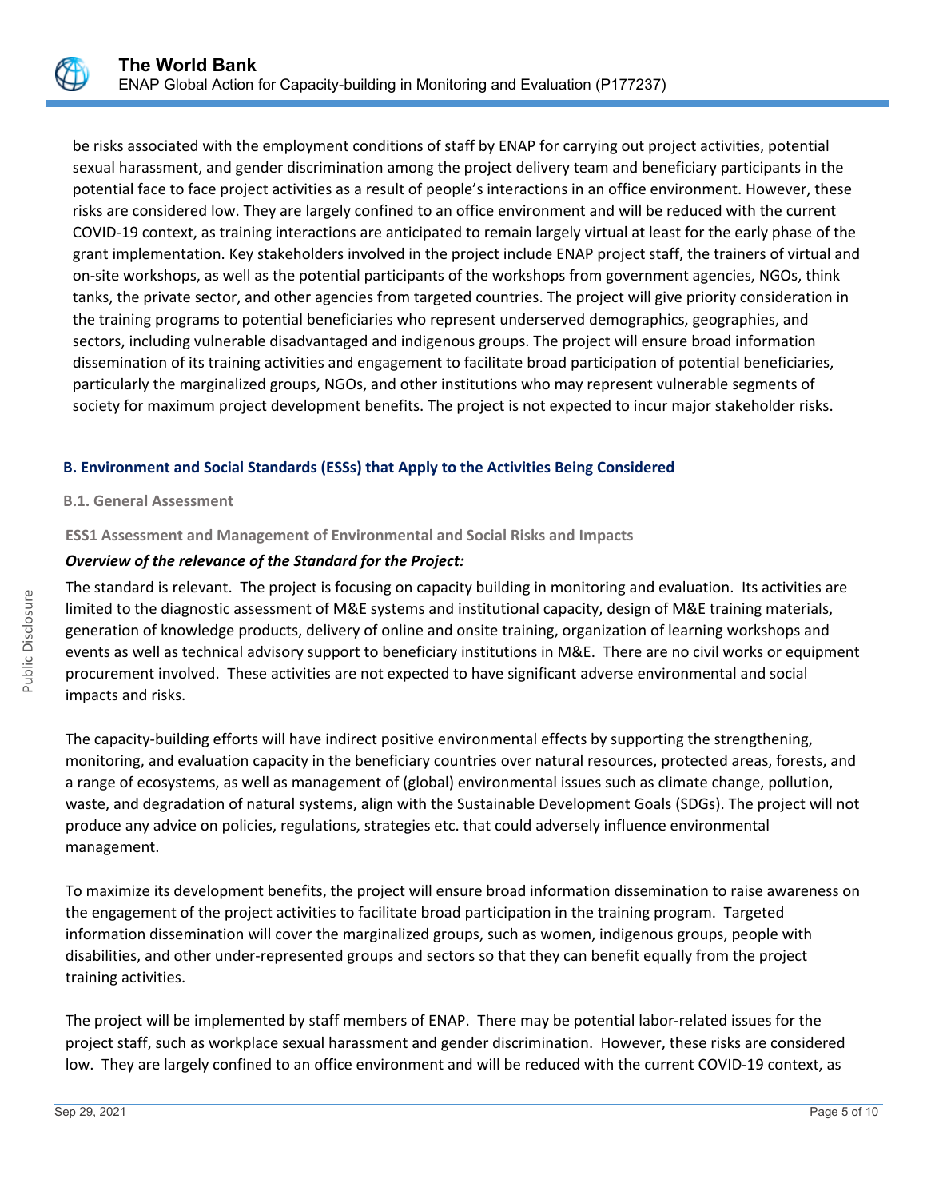be risks associated with the employment conditions of staff by ENAP for carrying out project activities, potential sexual harassment, and gender discrimination among the project delivery team and beneficiary participants in the potential face to face project activities as a result of people's interactions in an office environment. However, these risks are considered low. They are largely confined to an office environment and will be reduced with the current COVID-19 context, as training interactions are anticipated to remain largely virtual at least for the early phase of the grant implementation. Key stakeholders involved in the project include ENAP project staff, the trainers of virtual and on-site workshops, as well as the potential participants of the workshops from government agencies, NGOs, think tanks, the private sector, and other agencies from targeted countries. The project will give priority consideration in the training programs to potential beneficiaries who represent underserved demographics, geographies, and sectors, including vulnerable disadvantaged and indigenous groups. The project will ensure broad information dissemination of its training activities and engagement to facilitate broad participation of potential beneficiaries, particularly the marginalized groups, NGOs, and other institutions who may represent vulnerable segments of society for maximum project development benefits. The project is not expected to incur major stakeholder risks.

## B. Environment and Social Standards (ESSs) that Apply to the Activities Being Considered

### B.1. General Assessment

#### ESS1 Assessment and Management of Environmental and Social Risks and Impacts

***Overview of the relevance of the Standard for the Project:***

The standard is relevant. The project is focusing on capacity building in monitoring and evaluation. Its activities are limited to the diagnostic assessment of M&E systems and institutional capacity, design of M&E training materials, generation of knowledge products, delivery of online and onsite training, organization of learning workshops and events as well as technical advisory support to beneficiary institutions in M&E. There are no civil works or equipment procurement involved. These activities are not expected to have significant adverse environmental and social impacts and risks.

The capacity-building efforts will have indirect positive environmental effects by supporting the strengthening, monitoring, and evaluation capacity in the beneficiary countries over natural resources, protected areas, forests, and a range of ecosystems, as well as management of (global) environmental issues such as climate change, pollution, waste, and degradation of natural systems, align with the Sustainable Development Goals (SDGs). The project will not produce any advice on policies, regulations, strategies etc. that could adversely influence environmental management.

To maximize its development benefits, the project will ensure broad information dissemination to raise awareness on the engagement of the project activities to facilitate broad participation in the training program. Targeted information dissemination will cover the marginalized groups, such as women, indigenous groups, people with disabilities, and other under-represented groups and sectors so that they can benefit equally from the project training activities.

The project will be implemented by staff members of ENAP. There may be potential labor-related issues for the project staff, such as workplace sexual harassment and gender discrimination. However, these risks are considered low. They are largely confined to an office environment and will be reduced with the current COVID-19 context, as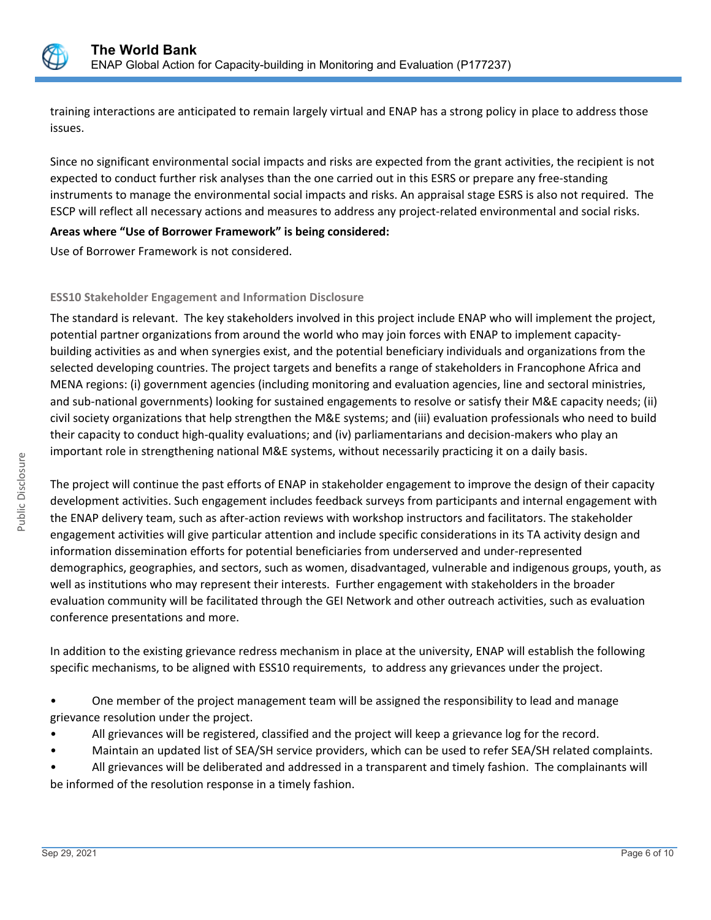training interactions are anticipated to remain largely virtual and ENAP has a strong policy in place to address those issues.

Since no significant environmental social impacts and risks are expected from the grant activities, the recipient is not expected to conduct further risk analyses than the one carried out in this ESRS or prepare any free-standing instruments to manage the environmental social impacts and risks. An appraisal stage ESRS is also not required. The ESCP will reflect all necessary actions and measures to address any project-related environmental and social risks.

**Areas where "Use of Borrower Framework" is being considered:**

Use of Borrower Framework is not considered.

### ESS10 Stakeholder Engagement and Information Disclosure

The standard is relevant. The key stakeholders involved in this project include ENAP who will implement the project, potential partner organizations from around the world who may join forces with ENAP to implement capacity-building activities as and when synergies exist, and the potential beneficiary individuals and organizations from the selected developing countries. The project targets and benefits a range of stakeholders in Francophone Africa and MENA regions: (i) government agencies (including monitoring and evaluation agencies, line and sectoral ministries, and sub-national governments) looking for sustained engagements to resolve or satisfy their M&E capacity needs; (ii) civil society organizations that help strengthen the M&E systems; and (iii) evaluation professionals who need to build their capacity to conduct high-quality evaluations; and (iv) parliamentarians and decision-makers who play an important role in strengthening national M&E systems, without necessarily practicing it on a daily basis.

The project will continue the past efforts of ENAP in stakeholder engagement to improve the design of their capacity development activities. Such engagement includes feedback surveys from participants and internal engagement with the ENAP delivery team, such as after-action reviews with workshop instructors and facilitators. The stakeholder engagement activities will give particular attention and include specific considerations in its TA activity design and information dissemination efforts for potential beneficiaries from underserved and under-represented demographics, geographies, and sectors, such as women, disadvantaged, vulnerable and indigenous groups, youth, as well as institutions who may represent their interests. Further engagement with stakeholders in the broader evaluation community will be facilitated through the GEI Network and other outreach activities, such as evaluation conference presentations and more.

In addition to the existing grievance redress mechanism in place at the university, ENAP will establish the following specific mechanisms, to be aligned with ESS10 requirements, to address any grievances under the project.

- One member of the project management team will be assigned the responsibility to lead and manage grievance resolution under the project.
- All grievances will be registered, classified and the project will keep a grievance log for the record.
- Maintain an updated list of SEA/SH service providers, which can be used to refer SEA/SH related complaints.
- All grievances will be deliberated and addressed in a transparent and timely fashion. The complainants will be informed of the resolution response in a timely fashion.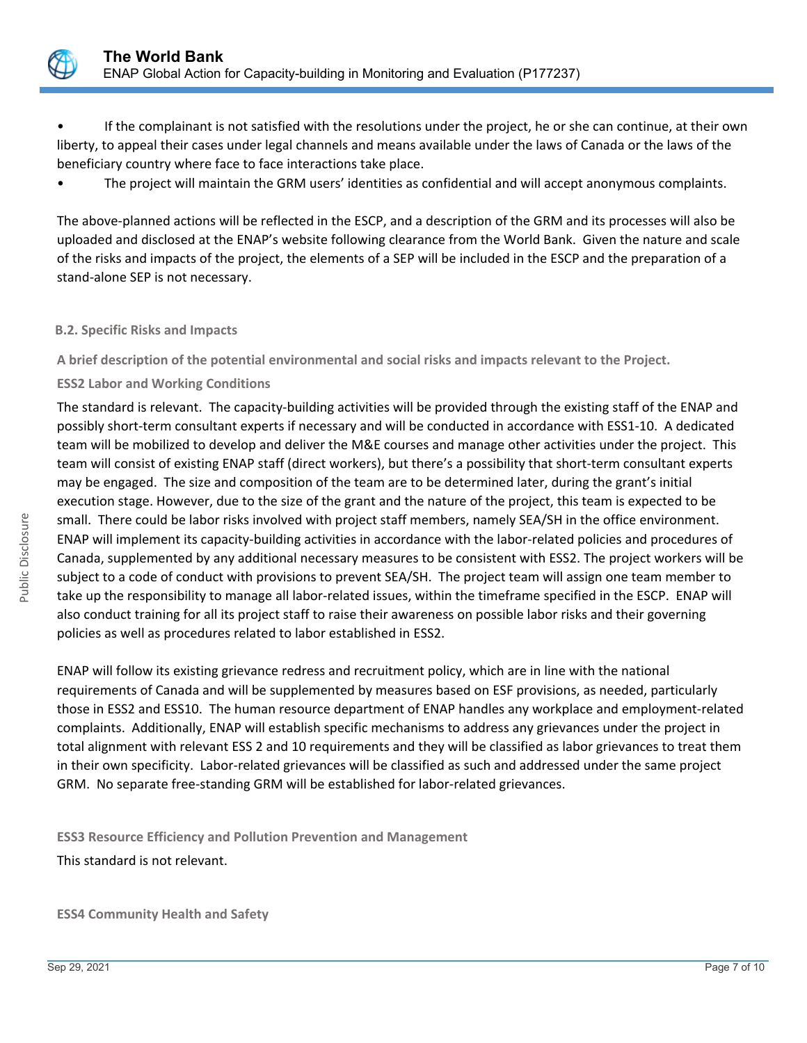- If the complainant is not satisfied with the resolutions under the project, he or she can continue, at their own liberty, to appeal their cases under legal channels and means available under the laws of Canada or the laws of the beneficiary country where face to face interactions take place.
- The project will maintain the GRM users' identities as confidential and will accept anonymous complaints.

The above-planned actions will be reflected in the ESCP, and a description of the GRM and its processes will also be uploaded and disclosed at the ENAP's website following clearance from the World Bank. Given the nature and scale of the risks and impacts of the project, the elements of a SEP will be included in the ESCP and the preparation of a stand-alone SEP is not necessary.

### B.2. Specific Risks and Impacts

**A brief description of the potential environmental and social risks and impacts relevant to the Project.**

**ESS2 Labor and Working Conditions**

The standard is relevant. The capacity-building activities will be provided through the existing staff of the ENAP and possibly short-term consultant experts if necessary and will be conducted in accordance with ESS1-10. A dedicated team will be mobilized to develop and deliver the M&E courses and manage other activities under the project. This team will consist of existing ENAP staff (direct workers), but there's a possibility that short-term consultant experts may be engaged. The size and composition of the team are to be determined later, during the grant's initial execution stage. However, due to the size of the grant and the nature of the project, this team is expected to be small. There could be labor risks involved with project staff members, namely SEA/SH in the office environment. ENAP will implement its capacity-building activities in accordance with the labor-related policies and procedures of Canada, supplemented by any additional necessary measures to be consistent with ESS2. The project workers will be subject to a code of conduct with provisions to prevent SEA/SH. The project team will assign one team member to take up the responsibility to manage all labor-related issues, within the timeframe specified in the ESCP. ENAP will also conduct training for all its project staff to raise their awareness on possible labor risks and their governing policies as well as procedures related to labor established in ESS2.

ENAP will follow its existing grievance redress and recruitment policy, which are in line with the national requirements of Canada and will be supplemented by measures based on ESF provisions, as needed, particularly those in ESS2 and ESS10. The human resource department of ENAP handles any workplace and employment-related complaints. Additionally, ENAP will establish specific mechanisms to address any grievances under the project in total alignment with relevant ESS 2 and 10 requirements and they will be classified as labor grievances to treat them in their own specificity. Labor-related grievances will be classified as such and addressed under the same project GRM. No separate free-standing GRM will be established for labor-related grievances.

**ESS3 Resource Efficiency and Pollution Prevention and Management**

This standard is not relevant.

**ESS4 Community Health and Safety**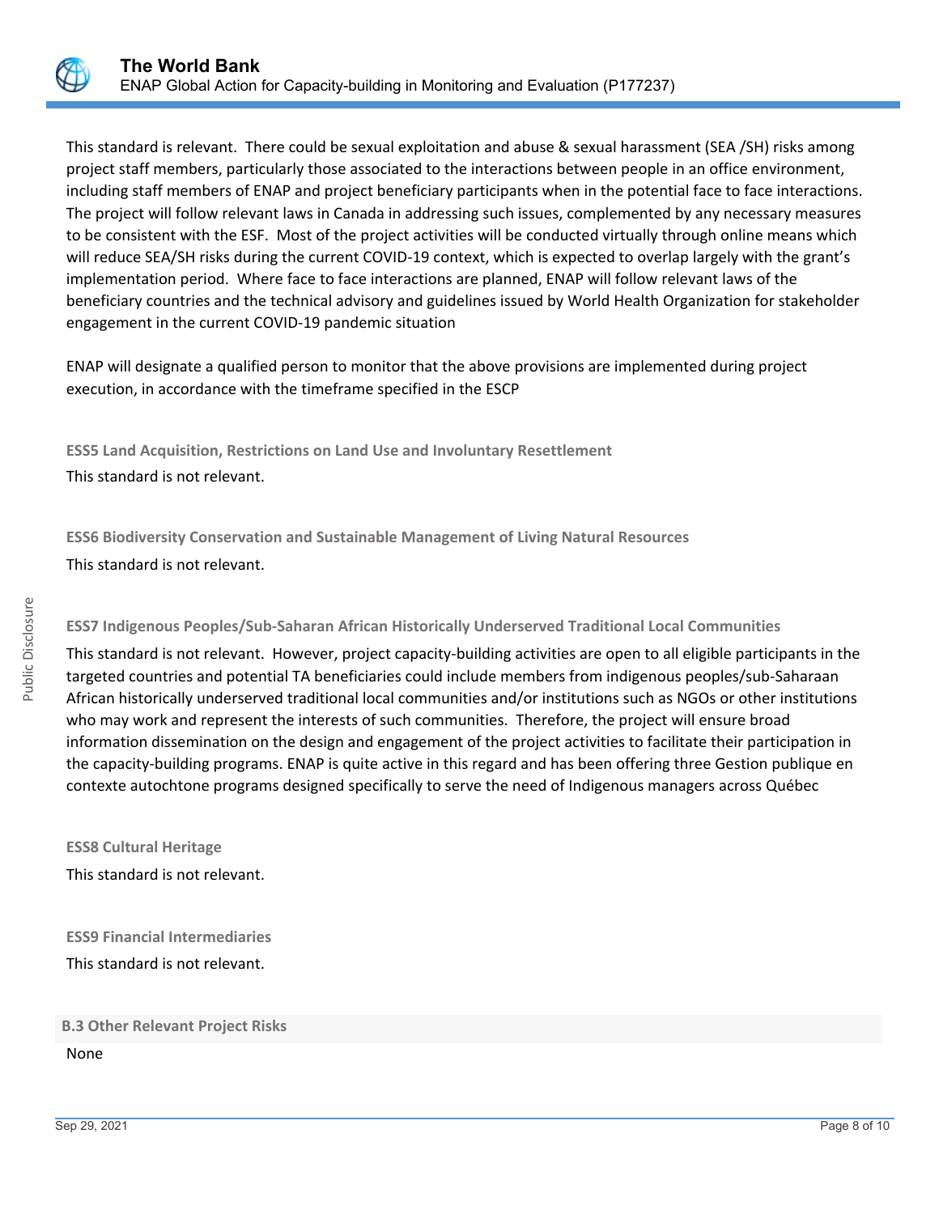This standard is relevant. There could be sexual exploitation and abuse & sexual harassment (SEA /SH) risks among project staff members, particularly those associated to the interactions between people in an office environment, including staff members of ENAP and project beneficiary participants when in the potential face to face interactions. The project will follow relevant laws in Canada in addressing such issues, complemented by any necessary measures to be consistent with the ESF. Most of the project activities will be conducted virtually through online means which will reduce SEA/SH risks during the current COVID-19 context, which is expected to overlap largely with the grant's implementation period. Where face to face interactions are planned, ENAP will follow relevant laws of the beneficiary countries and the technical advisory and guidelines issued by World Health Organization for stakeholder engagement in the current COVID-19 pandemic situation

ENAP will designate a qualified person to monitor that the above provisions are implemented during project execution, in accordance with the timeframe specified in the ESCP

**ESS5 Land Acquisition, Restrictions on Land Use and Involuntary Resettlement**

This standard is not relevant.

**ESS6 Biodiversity Conservation and Sustainable Management of Living Natural Resources**

This standard is not relevant.

**ESS7 Indigenous Peoples/Sub-Saharan African Historically Underserved Traditional Local Communities**

This standard is not relevant. However, project capacity-building activities are open to all eligible participants in the targeted countries and potential TA beneficiaries could include members from indigenous peoples/sub-Saharaan African historically underserved traditional local communities and/or institutions such as NGOs or other institutions who may work and represent the interests of such communities. Therefore, the project will ensure broad information dissemination on the design and engagement of the project activities to facilitate their participation in the capacity-building programs. ENAP is quite active in this regard and has been offering three Gestion publique en contexte autochtone programs designed specifically to serve the need of Indigenous managers across Québec

**ESS8 Cultural Heritage**

This standard is not relevant.

**ESS9 Financial Intermediaries**

This standard is not relevant.

### B.3 Other Relevant Project Risks

None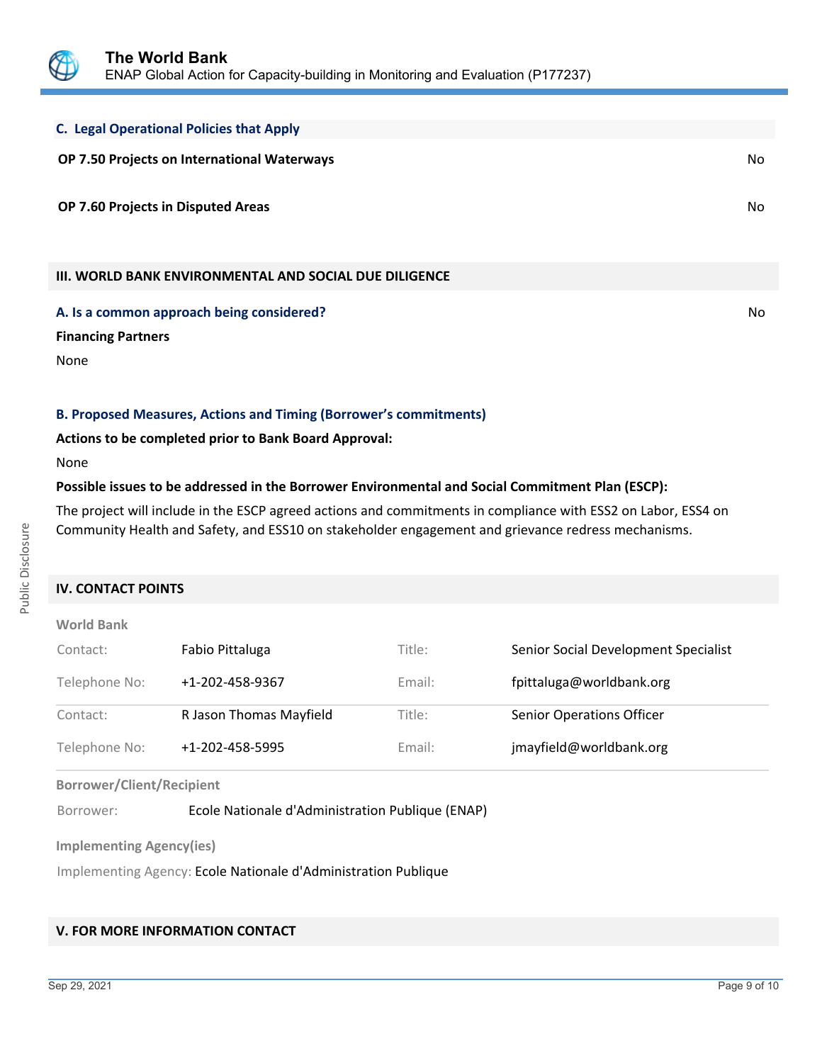### C. Legal Operational Policies that Apply

| | |
|---|---|
| **OP 7.50 Projects on International Waterways** | No |
| **OP 7.60 Projects in Disputed Areas** | No |

## III. WORLD BANK ENVIRONMENTAL AND SOCIAL DUE DILIGENCE

### A. Is a common approach being considered?

No

**Financing Partners**

None

### B. Proposed Measures, Actions and Timing (Borrower's commitments)

**Actions to be completed prior to Bank Board Approval:**

None

**Possible issues to be addressed in the Borrower Environmental and Social Commitment Plan (ESCP):**

The project will include in the ESCP agreed actions and commitments in compliance with ESS2 on Labor, ESS4 on Community Health and Safety, and ESS10 on stakeholder engagement and grievance redress mechanisms.

## IV. CONTACT POINTS

**World Bank**

| | | | |
|---|---|---|---|
| Contact: | Fabio Pittaluga | Title: | Senior Social Development Specialist |
| Telephone No: | +1-202-458-9367 | Email: | fpittaluga@worldbank.org |
| Contact: | R Jason Thomas Mayfield | Title: | Senior Operations Officer |
| Telephone No: | +1-202-458-5995 | Email: | jmayfield@worldbank.org |

**Borrower/Client/Recipient**

Borrower: Ecole Nationale d'Administration Publique (ENAP)

**Implementing Agency(ies)**

Implementing Agency: Ecole Nationale d'Administration Publique

## V. FOR MORE INFORMATION CONTACT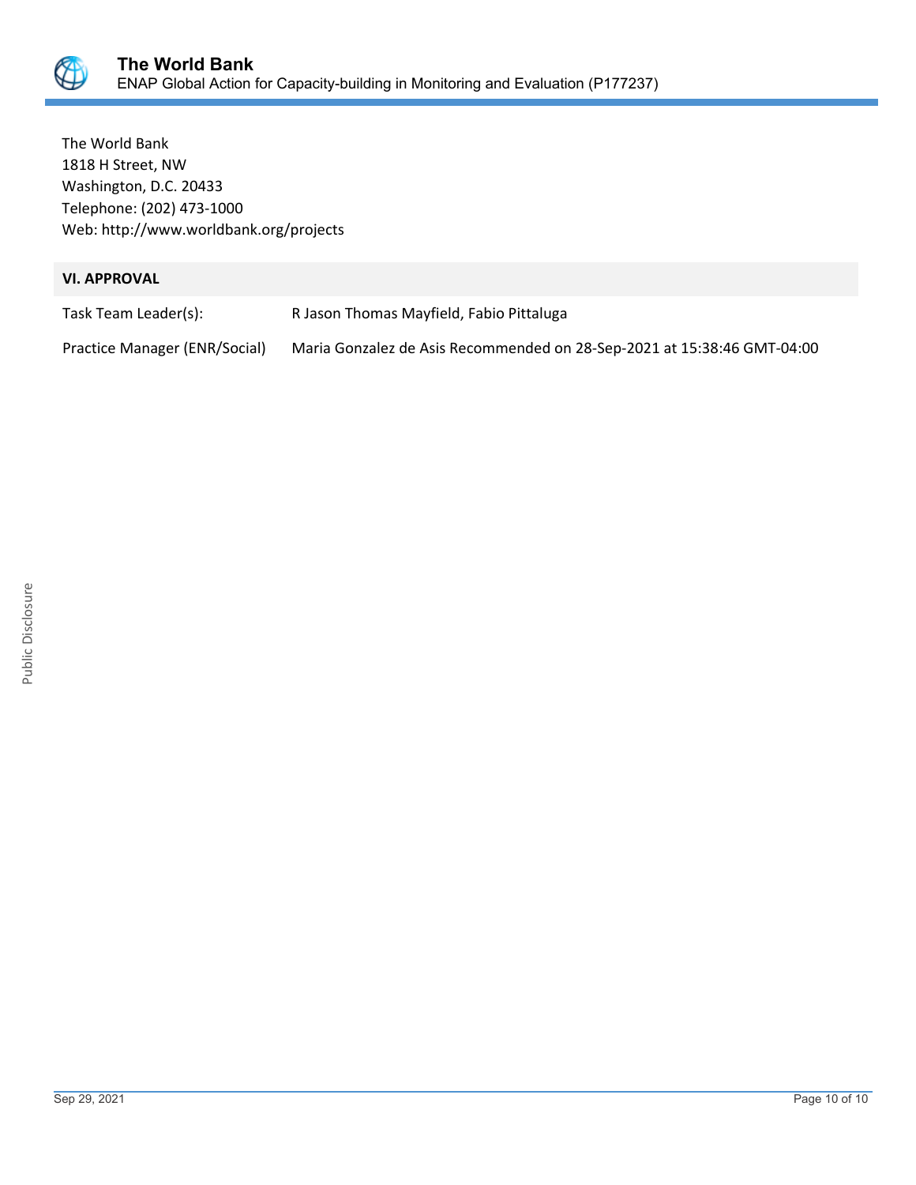The World Bank
1818 H Street, NW
Washington, D.C. 20433
Telephone: (202) 473-1000
Web: http://www.worldbank.org/projects

## VI. APPROVAL

| | |
|---|---|
| Task Team Leader(s): | R Jason Thomas Mayfield, Fabio Pittaluga |
| Practice Manager (ENR/Social) | Maria Gonzalez de Asis Recommended on 28-Sep-2021 at 15:38:46 GMT-04:00 |